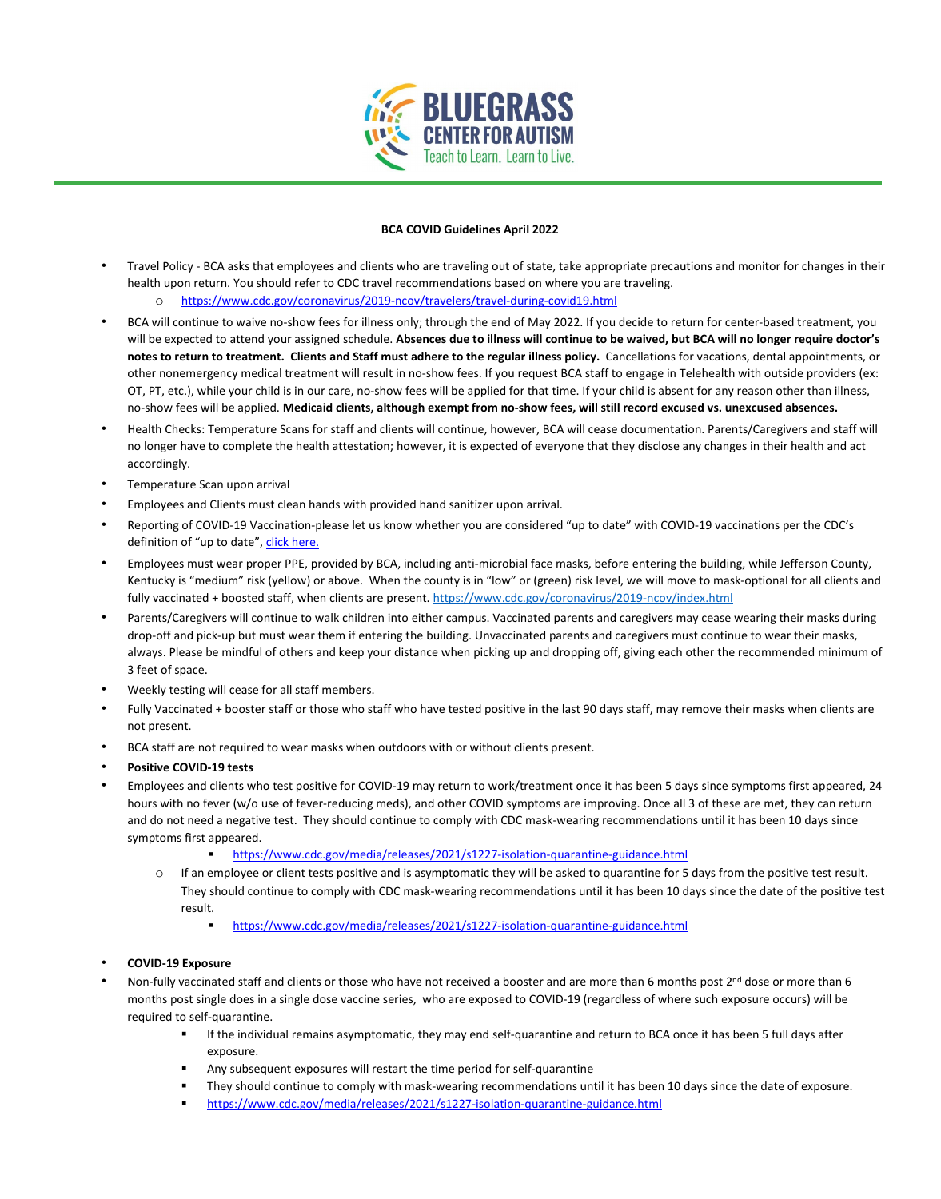BLUEGRASS CENTER FOR AUTISM

Teach to Learn. Learn to Live.

**BCA COVID Guidelines April 2022**

- Travel Policy - BCA asks that employees and clients who are traveling out of state, take appropriate precautions and monitor for changes in their health upon return. You should refer to CDC travel recommendations based on where you are traveling.
  - https://www.cdc.gov/coronavirus/2019-ncov/travelers/travel-during-covid19.html
- BCA will continue to waive no-show fees for illness only; through the end of May 2022. If you decide to return for center-based treatment, you will be expected to attend your assigned schedule. **Absences due to illness will continue to be waived, but BCA will no longer require doctor's notes to return to treatment. Clients and Staff must adhere to the regular illness policy.** Cancellations for vacations, dental appointments, or other nonemergency medical treatment will result in no-show fees. If you request BCA staff to engage in Telehealth with outside providers (ex: OT, PT, etc.), while your child is in our care, no-show fees will be applied for that time. If your child is absent for any reason other than illness, no-show fees will be applied. **Medicaid clients, although exempt from no-show fees, will still record excused vs. unexcused absences.**
- Health Checks: Temperature Scans for staff and clients will continue, however, BCA will cease documentation. Parents/Caregivers and staff will no longer have to complete the health attestation; however, it is expected of everyone that they disclose any changes in their health and act accordingly.
- Temperature Scan upon arrival
- Employees and Clients must clean hands with provided hand sanitizer upon arrival.
- Reporting of COVID-19 Vaccination-please let us know whether you are considered "up to date" with COVID-19 vaccinations per the CDC's definition of "up to date", click here.
- Employees must wear proper PPE, provided by BCA, including anti-microbial face masks, before entering the building, while Jefferson County, Kentucky is "medium" risk (yellow) or above. When the county is in "low" or (green) risk level, we will move to mask-optional for all clients and fully vaccinated + boosted staff, when clients are present. https://www.cdc.gov/coronavirus/2019-ncov/index.html
- Parents/Caregivers will continue to walk children into either campus. Vaccinated parents and caregivers may cease wearing their masks during drop-off and pick-up but must wear them if entering the building. Unvaccinated parents and caregivers must continue to wear their masks, always. Please be mindful of others and keep your distance when picking up and dropping off, giving each other the recommended minimum of 3 feet of space.
- Weekly testing will cease for all staff members.
- Fully Vaccinated + booster staff or those who staff who have tested positive in the last 90 days staff, may remove their masks when clients are not present.
- BCA staff are not required to wear masks when outdoors with or without clients present.
- **Positive COVID-19 tests**
- Employees and clients who test positive for COVID-19 may return to work/treatment once it has been 5 days since symptoms first appeared, 24 hours with no fever (w/o use of fever-reducing meds), and other COVID symptoms are improving. Once all 3 of these are met, they can return and do not need a negative test. They should continue to comply with CDC mask-wearing recommendations until it has been 10 days since symptoms first appeared.
    - https://www.cdc.gov/media/releases/2021/s1227-isolation-quarantine-guidance.html
  - If an employee or client tests positive and is asymptomatic they will be asked to quarantine for 5 days from the positive test result. They should continue to comply with CDC mask-wearing recommendations until it has been 10 days since the date of the positive test result.
    - https://www.cdc.gov/media/releases/2021/s1227-isolation-quarantine-guidance.html

- **COVID-19 Exposure**
- Non-fully vaccinated staff and clients or those who have not received a booster and are more than 6 months post 2nd dose or more than 6 months post single does in a single dose vaccine series, who are exposed to COVID-19 (regardless of where such exposure occurs) will be required to self-quarantine.
    - If the individual remains asymptomatic, they may end self-quarantine and return to BCA once it has been 5 full days after exposure.
    - Any subsequent exposures will restart the time period for self-quarantine
    - They should continue to comply with mask-wearing recommendations until it has been 10 days since the date of exposure.
    - https://www.cdc.gov/media/releases/2021/s1227-isolation-quarantine-guidance.html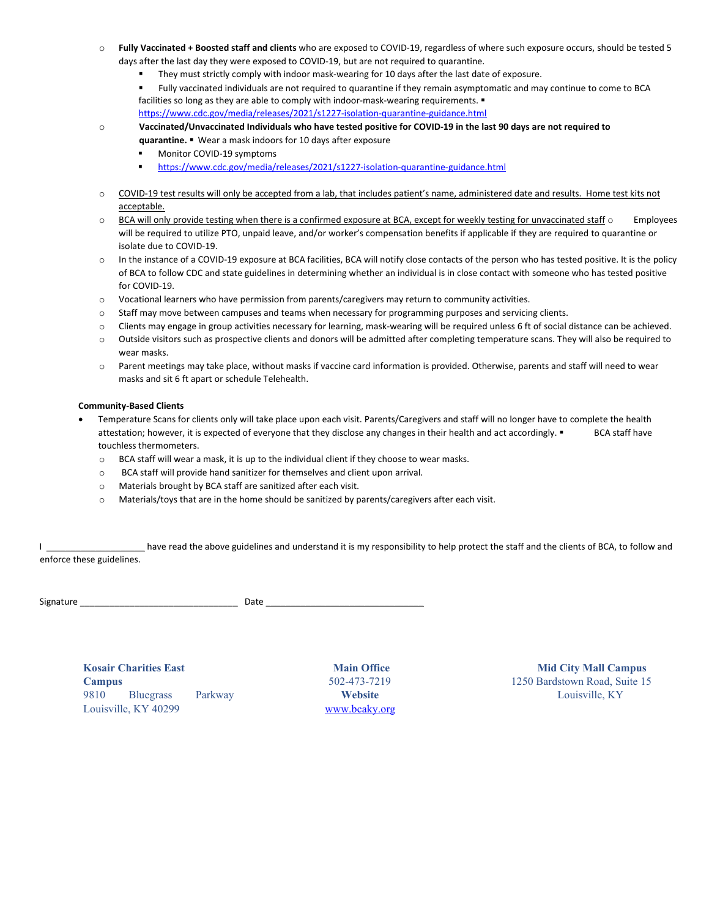- **Fully Vaccinated + Boosted staff and clients** who are exposed to COVID-19, regardless of where such exposure occurs, should be tested 5 days after the last day they were exposed to COVID-19, but are not required to quarantine.
  - They must strictly comply with indoor mask-wearing for 10 days after the last date of exposure.
  - Fully vaccinated individuals are not required to quarantine if they remain asymptomatic and may continue to come to BCA facilities so long as they are able to comply with indoor-mask-wearing requirements. ▪ https://www.cdc.gov/media/releases/2021/s1227-isolation-quarantine-guidance.html
- **Vaccinated/Unvaccinated Individuals who have tested positive for COVID-19 in the last 90 days are not required to quarantine.** ▪ Wear a mask indoors for 10 days after exposure
  - Monitor COVID-19 symptoms
  - https://www.cdc.gov/media/releases/2021/s1227-isolation-quarantine-guidance.html
- COVID-19 test results will only be accepted from a lab, that includes patient's name, administered date and results. Home test kits not acceptable.
- BCA will only provide testing when there is a confirmed exposure at BCA, except for weekly testing for unvaccinated staff ○ Employees will be required to utilize PTO, unpaid leave, and/or worker's compensation benefits if applicable if they are required to quarantine or isolate due to COVID-19.
- In the instance of a COVID-19 exposure at BCA facilities, BCA will notify close contacts of the person who has tested positive. It is the policy of BCA to follow CDC and state guidelines in determining whether an individual is in close contact with someone who has tested positive for COVID-19.
- Vocational learners who have permission from parents/caregivers may return to community activities.
- Staff may move between campuses and teams when necessary for programming purposes and servicing clients.
- Clients may engage in group activities necessary for learning, mask-wearing will be required unless 6 ft of social distance can be achieved.
- Outside visitors such as prospective clients and donors will be admitted after completing temperature scans. They will also be required to wear masks.
- Parent meetings may take place, without masks if vaccine card information is provided. Otherwise, parents and staff will need to wear masks and sit 6 ft apart or schedule Telehealth.

**Community-Based Clients**

- Temperature Scans for clients only will take place upon each visit. Parents/Caregivers and staff will no longer have to complete the health attestation; however, it is expected of everyone that they disclose any changes in their health and act accordingly. ▪ BCA staff have touchless thermometers.
  - BCA staff will wear a mask, it is up to the individual client if they choose to wear masks.
  - BCA staff will provide hand sanitizer for themselves and client upon arrival.
  - Materials brought by BCA staff are sanitized after each visit.
  - Materials/toys that are in the home should be sanitized by parents/caregivers after each visit.

I ____________________ have read the above guidelines and understand it is my responsibility to help protect the staff and the clients of BCA, to follow and enforce these guidelines.

Signature ________________________________ Date ________________________________

**Kosair Charities East Campus**
9810 Bluegrass Parkway
Louisville, KY 40299

**Main Office**
502-473-7219
**Website**
www.bcaky.org

**Mid City Mall Campus**
1250 Bardstown Road, Suite 15
Louisville, KY